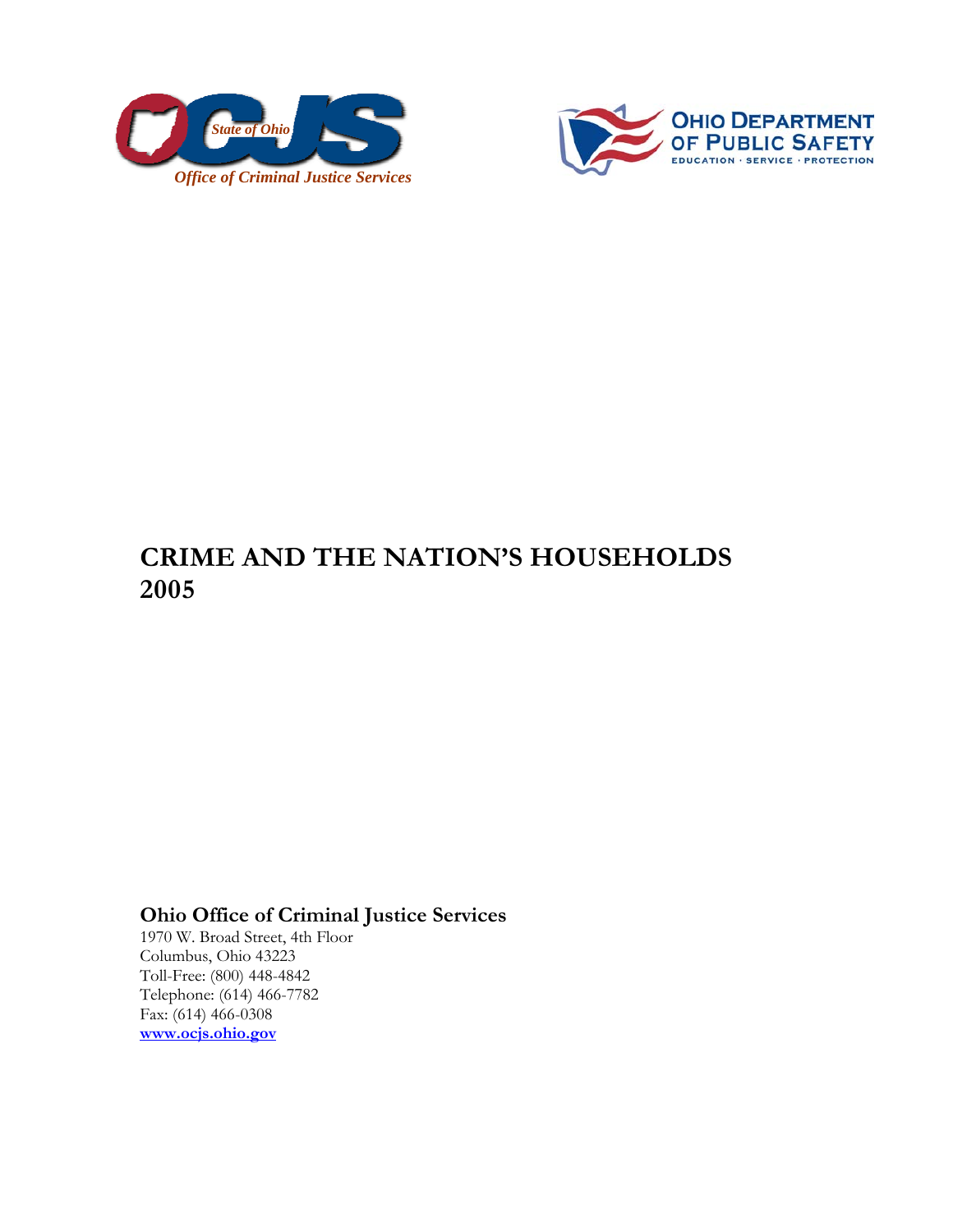State of Ohio

OCJS

*Office of Criminal Justice Services*

OHIO DEPARTMENT OF PUBLIC SAFETY

EDUCATION · SERVICE · PROTECTION

# CRIME AND THE NATION'S HOUSEHOLDS 2005

**Ohio Office of Criminal Justice Services**

1970 W. Broad Street, 4th Floor
Columbus, Ohio 43223
Toll-Free: (800) 448-4842
Telephone: (614) 466-7782
Fax: (614) 466-0308
www.ocjs.ohio.gov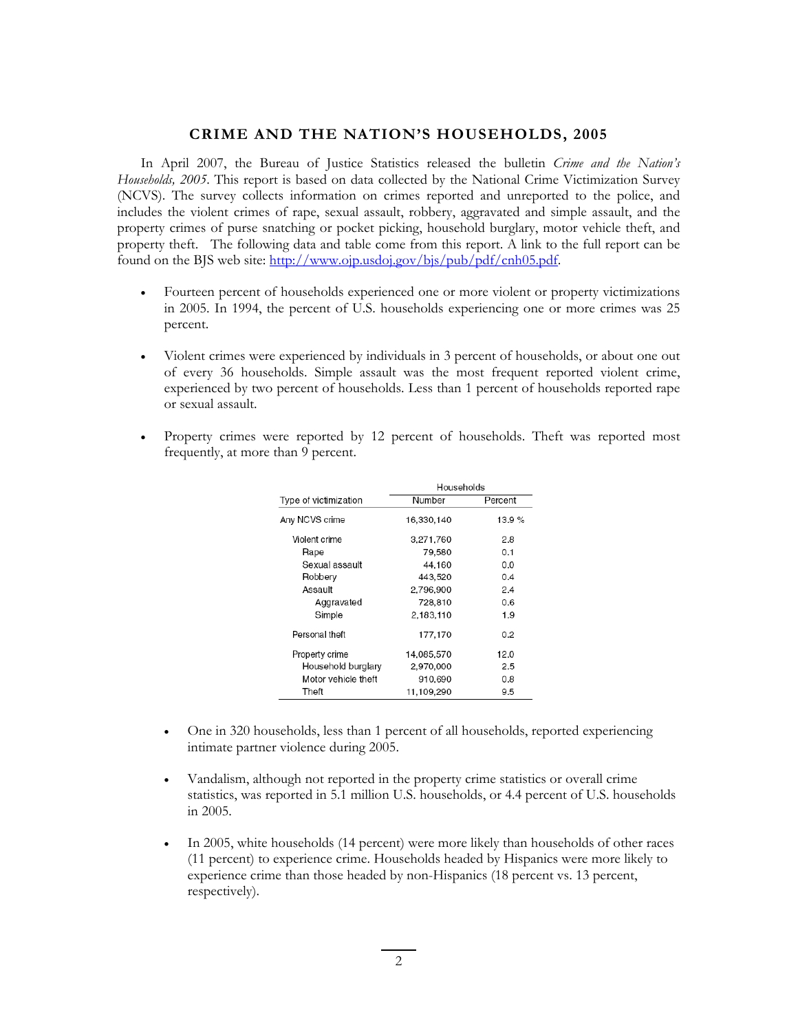## CRIME AND THE NATION'S HOUSEHOLDS, 2005

In April 2007, the Bureau of Justice Statistics released the bulletin *Crime and the Nation's Households, 2005*. This report is based on data collected by the National Crime Victimization Survey (NCVS). The survey collects information on crimes reported and unreported to the police, and includes the violent crimes of rape, sexual assault, robbery, aggravated and simple assault, and the property crimes of purse snatching or pocket picking, household burglary, motor vehicle theft, and property theft. The following data and table come from this report. A link to the full report can be found on the BJS web site: http://www.ojp.usdoj.gov/bjs/pub/pdf/cnh05.pdf.

- Fourteen percent of households experienced one or more violent or property victimizations in 2005. In 1994, the percent of U.S. households experiencing one or more crimes was 25 percent.
- Violent crimes were experienced by individuals in 3 percent of households, or about one out of every 36 households. Simple assault was the most frequent reported violent crime, experienced by two percent of households. Less than 1 percent of households reported rape or sexual assault.
- Property crimes were reported by 12 percent of households. Theft was reported most frequently, at more than 9 percent.

| Type of victimization | Households | |
|---|---|---|
| | Number | Percent |
| Any NCVS crime | 16,330,140 | 13.9 % |
| Violent crime | 3,271,760 | 2.8 |
| Rape | 79,580 | 0.1 |
| Sexual assault | 44,160 | 0.0 |
| Robbery | 443,520 | 0.4 |
| Assault | 2,796,900 | 2.4 |
| Aggravated | 728,810 | 0.6 |
| Simple | 2,183,110 | 1.9 |
| Personal theft | 177,170 | 0.2 |
| Property crime | 14,085,570 | 12.0 |
| Household burglary | 2,970,000 | 2.5 |
| Motor vehicle theft | 910,690 | 0.8 |
| Theft | 11,109,290 | 9.5 |

- One in 320 households, less than 1 percent of all households, reported experiencing intimate partner violence during 2005.
- Vandalism, although not reported in the property crime statistics or overall crime statistics, was reported in 5.1 million U.S. households, or 4.4 percent of U.S. households in 2005.
- In 2005, white households (14 percent) were more likely than households of other races (11 percent) to experience crime. Households headed by Hispanics were more likely to experience crime than those headed by non-Hispanics (18 percent vs. 13 percent, respectively).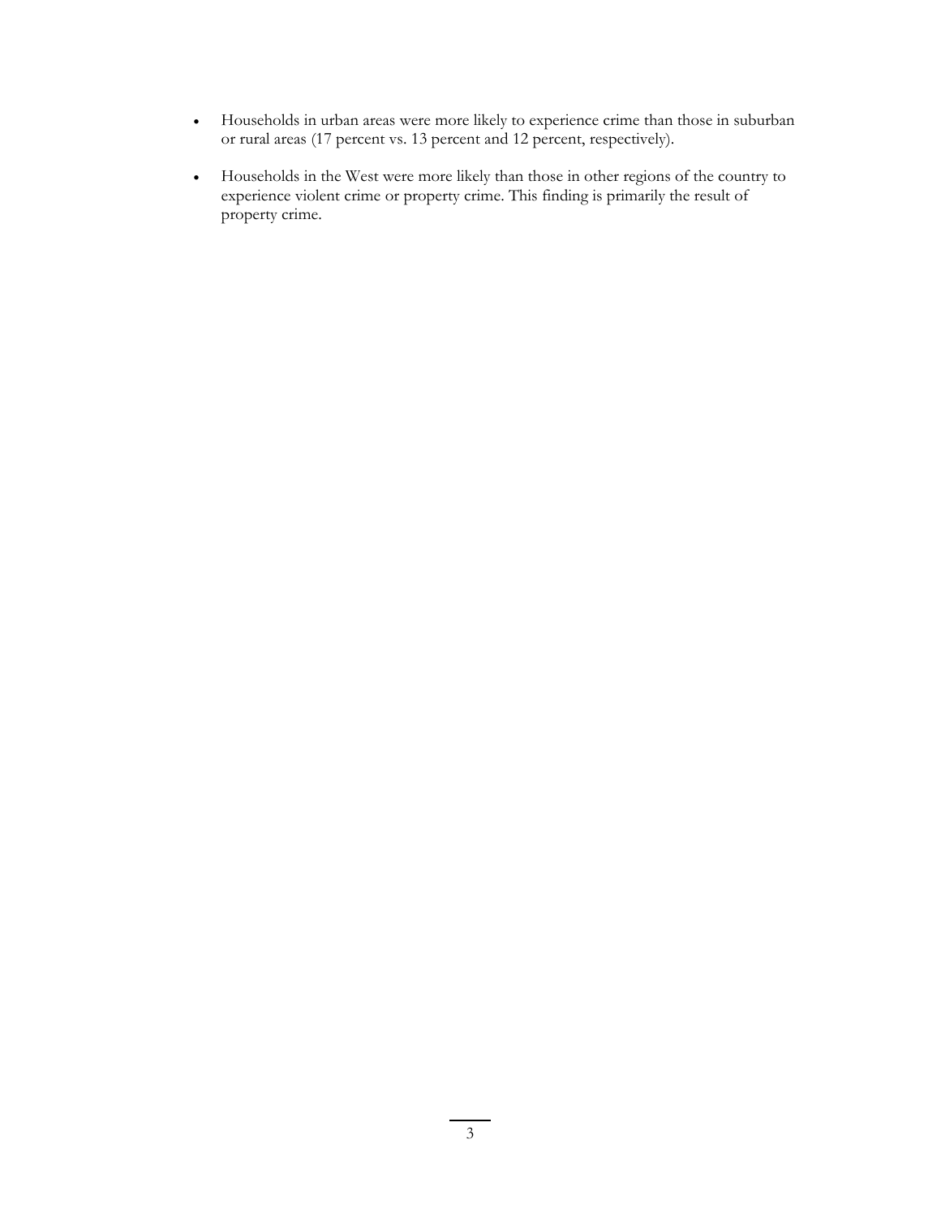- Households in urban areas were more likely to experience crime than those in suburban or rural areas (17 percent vs. 13 percent and 12 percent, respectively).

- Households in the West were more likely than those in other regions of the country to experience violent crime or property crime. This finding is primarily the result of property crime.